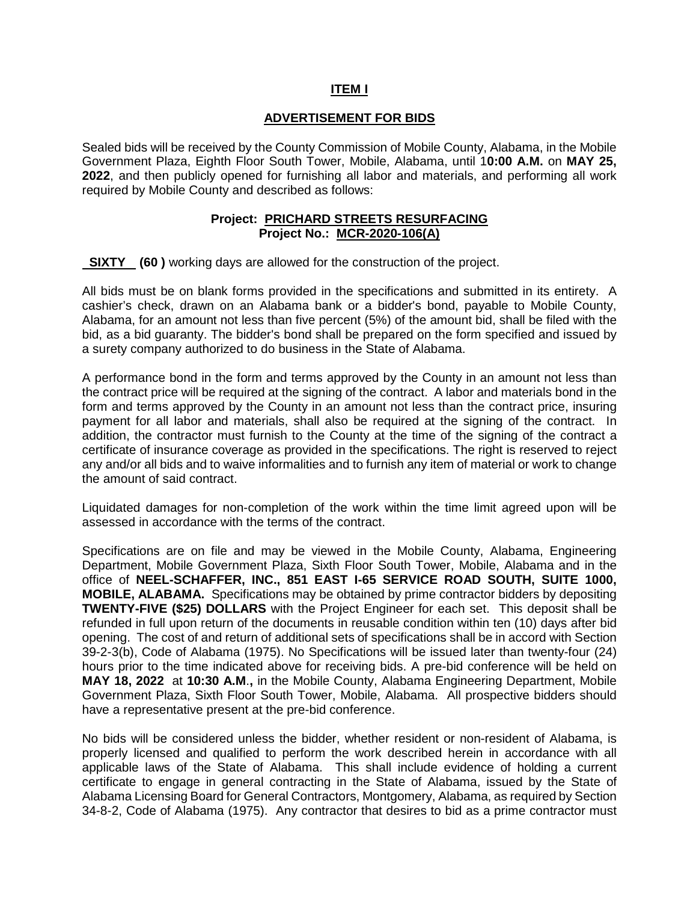## ITEM I

## ADVERTISEMENT FOR BIDS

Sealed bids will be received by the County Commission of Mobile County, Alabama, in the Mobile Government Plaza, Eighth Floor South Tower, Mobile, Alabama, until 1**0:00 A.M.** on **MAY 25, 2022**, and then publicly opened for furnishing all labor and materials, and performing all work required by Mobile County and described as follows:

**Project: PRICHARD STREETS RESURFACING**
**Project No.: MCR-2020-106(A)**

**SIXTY (60 )** working days are allowed for the construction of the project.

All bids must be on blank forms provided in the specifications and submitted in its entirety. A cashier's check, drawn on an Alabama bank or a bidder's bond, payable to Mobile County, Alabama, for an amount not less than five percent (5%) of the amount bid, shall be filed with the bid, as a bid guaranty. The bidder's bond shall be prepared on the form specified and issued by a surety company authorized to do business in the State of Alabama.

A performance bond in the form and terms approved by the County in an amount not less than the contract price will be required at the signing of the contract. A labor and materials bond in the form and terms approved by the County in an amount not less than the contract price, insuring payment for all labor and materials, shall also be required at the signing of the contract. In addition, the contractor must furnish to the County at the time of the signing of the contract a certificate of insurance coverage as provided in the specifications. The right is reserved to reject any and/or all bids and to waive informalities and to furnish any item of material or work to change the amount of said contract.

Liquidated damages for non-completion of the work within the time limit agreed upon will be assessed in accordance with the terms of the contract.

Specifications are on file and may be viewed in the Mobile County, Alabama, Engineering Department, Mobile Government Plaza, Sixth Floor South Tower, Mobile, Alabama and in the office of **NEEL-SCHAFFER, INC., 851 EAST I-65 SERVICE ROAD SOUTH, SUITE 1000, MOBILE, ALABAMA.** Specifications may be obtained by prime contractor bidders by depositing **TWENTY-FIVE ($25) DOLLARS** with the Project Engineer for each set. This deposit shall be refunded in full upon return of the documents in reusable condition within ten (10) days after bid opening. The cost of and return of additional sets of specifications shall be in accord with Section 39-2-3(b), Code of Alabama (1975). No Specifications will be issued later than twenty-four (24) hours prior to the time indicated above for receiving bids. A pre-bid conference will be held on **MAY 18, 2022** at **10:30 A.M.,** in the Mobile County, Alabama Engineering Department, Mobile Government Plaza, Sixth Floor South Tower, Mobile, Alabama. All prospective bidders should have a representative present at the pre-bid conference.

No bids will be considered unless the bidder, whether resident or non-resident of Alabama, is properly licensed and qualified to perform the work described herein in accordance with all applicable laws of the State of Alabama. This shall include evidence of holding a current certificate to engage in general contracting in the State of Alabama, issued by the State of Alabama Licensing Board for General Contractors, Montgomery, Alabama, as required by Section 34-8-2, Code of Alabama (1975). Any contractor that desires to bid as a prime contractor must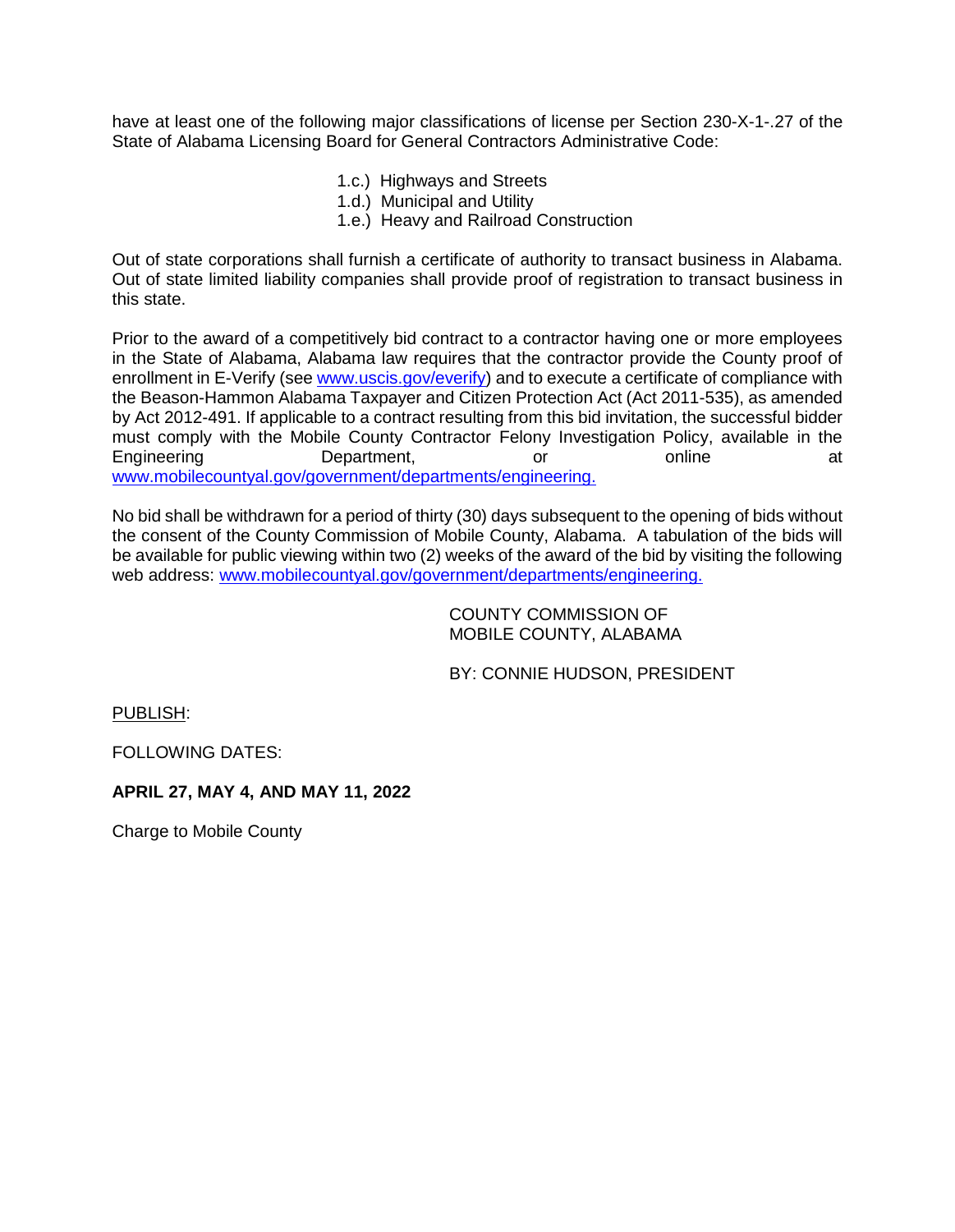have at least one of the following major classifications of license per Section 230-X-1-.27 of the State of Alabama Licensing Board for General Contractors Administrative Code:

1.c.) Highways and Streets
1.d.) Municipal and Utility
1.e.) Heavy and Railroad Construction

Out of state corporations shall furnish a certificate of authority to transact business in Alabama. Out of state limited liability companies shall provide proof of registration to transact business in this state.

Prior to the award of a competitively bid contract to a contractor having one or more employees in the State of Alabama, Alabama law requires that the contractor provide the County proof of enrollment in E-Verify (see www.uscis.gov/everify) and to execute a certificate of compliance with the Beason-Hammon Alabama Taxpayer and Citizen Protection Act (Act 2011-535), as amended by Act 2012-491. If applicable to a contract resulting from this bid invitation, the successful bidder must comply with the Mobile County Contractor Felony Investigation Policy, available in the Engineering Department, or online at www.mobilecountyal.gov/government/departments/engineering.

No bid shall be withdrawn for a period of thirty (30) days subsequent to the opening of bids without the consent of the County Commission of Mobile County, Alabama. A tabulation of the bids will be available for public viewing within two (2) weeks of the award of the bid by visiting the following web address: www.mobilecountyal.gov/government/departments/engineering.

COUNTY COMMISSION OF
MOBILE COUNTY, ALABAMA

BY: CONNIE HUDSON, PRESIDENT

<u>PUBLISH</u>:

FOLLOWING DATES:

**APRIL 27, MAY 4, AND MAY 11, 2022**

Charge to Mobile County